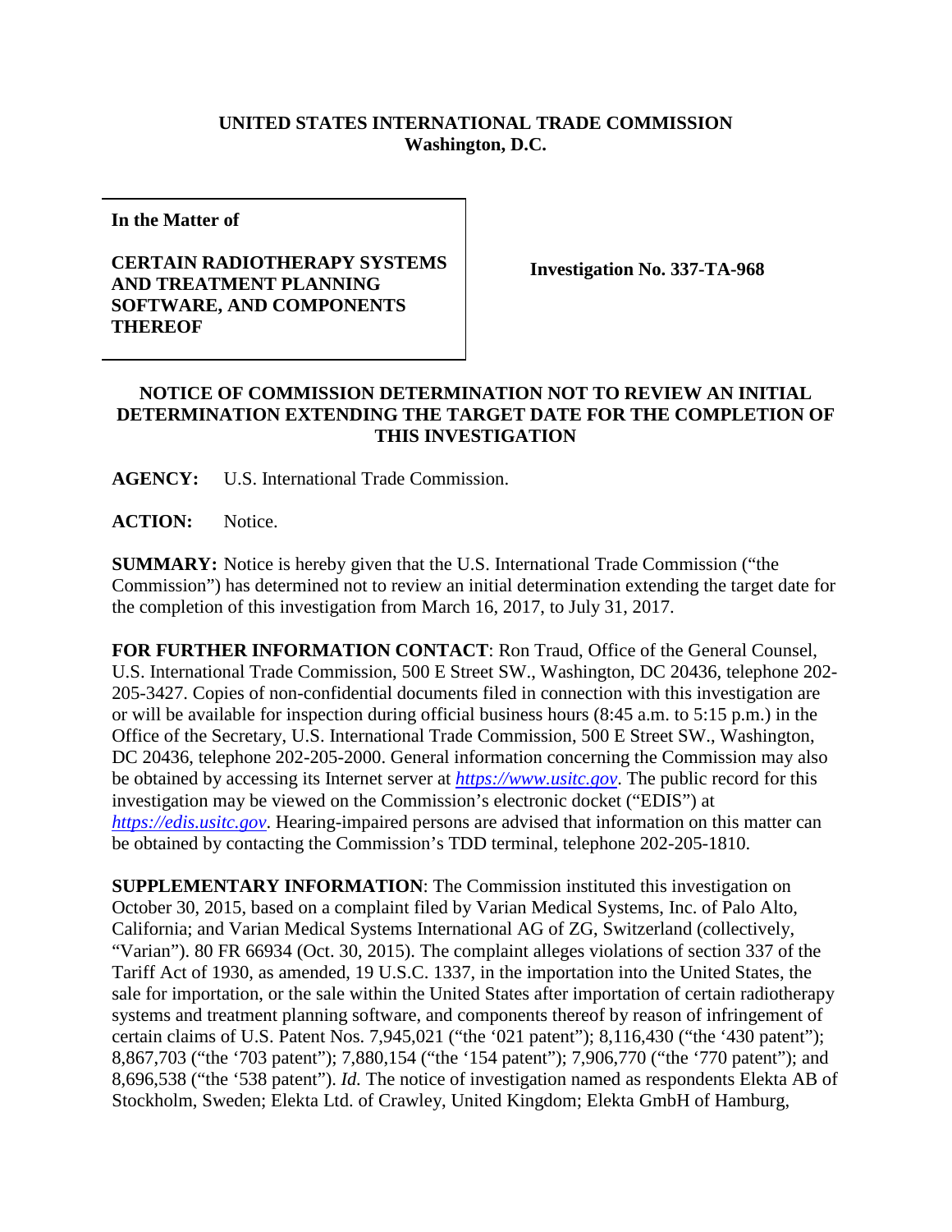**UNITED STATES INTERNATIONAL TRADE COMMISSION**
**Washington, D.C.**

| In the Matter of<br><br>**CERTAIN RADIOTHERAPY SYSTEMS AND TREATMENT PLANNING SOFTWARE, AND COMPONENTS THEREOF** | **Investigation No. 337-TA-968** |
|---|---|

**NOTICE OF COMMISSION DETERMINATION NOT TO REVIEW AN INITIAL DETERMINATION EXTENDING THE TARGET DATE FOR THE COMPLETION OF THIS INVESTIGATION**

**AGENCY:** U.S. International Trade Commission.

**ACTION:** Notice.

**SUMMARY:** Notice is hereby given that the U.S. International Trade Commission ("the Commission") has determined not to review an initial determination extending the target date for the completion of this investigation from March 16, 2017, to July 31, 2017.

**FOR FURTHER INFORMATION CONTACT**: Ron Traud, Office of the General Counsel, U.S. International Trade Commission, 500 E Street SW., Washington, DC 20436, telephone 202-205-3427. Copies of non-confidential documents filed in connection with this investigation are or will be available for inspection during official business hours (8:45 a.m. to 5:15 p.m.) in the Office of the Secretary, U.S. International Trade Commission, 500 E Street SW., Washington, DC 20436, telephone 202-205-2000. General information concerning the Commission may also be obtained by accessing its Internet server at *https://www.usitc.gov*. The public record for this investigation may be viewed on the Commission's electronic docket ("EDIS") at *https://edis.usitc.gov*. Hearing-impaired persons are advised that information on this matter can be obtained by contacting the Commission's TDD terminal, telephone 202-205-1810.

**SUPPLEMENTARY INFORMATION**: The Commission instituted this investigation on October 30, 2015, based on a complaint filed by Varian Medical Systems, Inc. of Palo Alto, California; and Varian Medical Systems International AG of ZG, Switzerland (collectively, "Varian"). 80 FR 66934 (Oct. 30, 2015). The complaint alleges violations of section 337 of the Tariff Act of 1930, as amended, 19 U.S.C. 1337, in the importation into the United States, the sale for importation, or the sale within the United States after importation of certain radiotherapy systems and treatment planning software, and components thereof by reason of infringement of certain claims of U.S. Patent Nos. 7,945,021 ("the '021 patent"); 8,116,430 ("the '430 patent"); 8,867,703 ("the '703 patent"); 7,880,154 ("the '154 patent"); 7,906,770 ("the '770 patent"); and 8,696,538 ("the '538 patent"). *Id.* The notice of investigation named as respondents Elekta AB of Stockholm, Sweden; Elekta Ltd. of Crawley, United Kingdom; Elekta GmbH of Hamburg,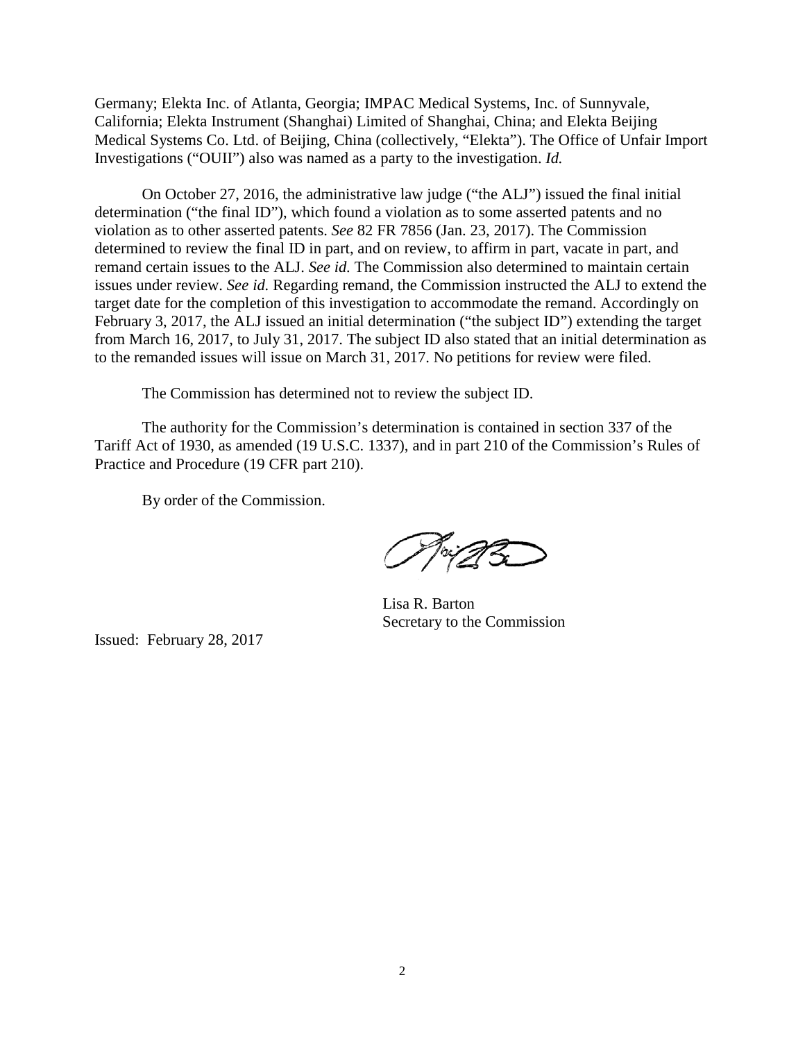Germany; Elekta Inc. of Atlanta, Georgia; IMPAC Medical Systems, Inc. of Sunnyvale, California; Elekta Instrument (Shanghai) Limited of Shanghai, China; and Elekta Beijing Medical Systems Co. Ltd. of Beijing, China (collectively, "Elekta"). The Office of Unfair Import Investigations ("OUII") also was named as a party to the investigation. *Id.*

On October 27, 2016, the administrative law judge ("the ALJ") issued the final initial determination ("the final ID"), which found a violation as to some asserted patents and no violation as to other asserted patents. *See* 82 FR 7856 (Jan. 23, 2017). The Commission determined to review the final ID in part, and on review, to affirm in part, vacate in part, and remand certain issues to the ALJ. *See id.* The Commission also determined to maintain certain issues under review. *See id.* Regarding remand, the Commission instructed the ALJ to extend the target date for the completion of this investigation to accommodate the remand. Accordingly on February 3, 2017, the ALJ issued an initial determination ("the subject ID") extending the target from March 16, 2017, to July 31, 2017. The subject ID also stated that an initial determination as to the remanded issues will issue on March 31, 2017. No petitions for review were filed.

The Commission has determined not to review the subject ID.

The authority for the Commission's determination is contained in section 337 of the Tariff Act of 1930, as amended (19 U.S.C. 1337), and in part 210 of the Commission's Rules of Practice and Procedure (19 CFR part 210).

By order of the Commission.

Lisa R. Barton
Secretary to the Commission

Issued: February 28, 2017